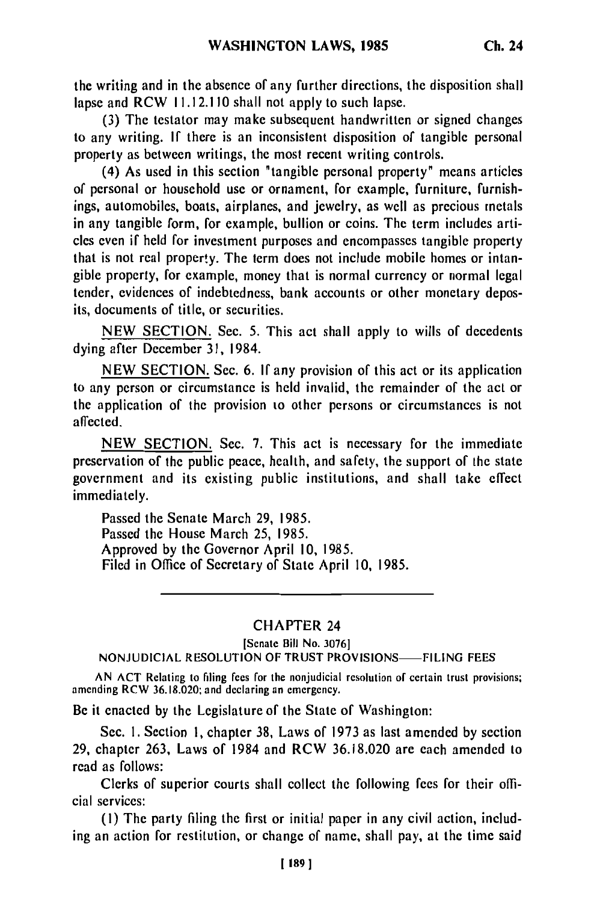the writing and in the absence of any further directions, the disposition shall lapse and RCW 11.12.110 shall not apply to such lapse.

(3) The testator may make subsequent handwritten or signed changes to any writing. If there is an inconsistent disposition of tangible personal property as between writings, the most recent writing controls.

(4) As used in this section "tangible personal property" means articles of personal or household use or ornament, for example, furniture, furnishings, automobiles, boats, airplanes, and jewelry, as well as precious metals in any tangible form, for example, bullion or coins. The term includes articles even if held for investment purposes and encompasses tangible property that is not real property. The term does not include mobile homes or intangible property, for example, money that is normal currency or normal legal tender, evidences of indebtedness, bank accounts or other monetary deposits, documents of title, or securities.

NEW SECTION. Sec. 5. This act shall apply to wills of decedents dying after December 31, 1984.

NEW SECTION. Sec. 6. If any provision of this act or its application to any person or circumstance is held invalid, the remainder of the act or the application of the provision to other persons or circumstances is not affected.

NEW SECTION. Sec. 7. This act is necessary for the immediate preservation of the public peace, health, and safety, the support of the state government and its existing public institutions, and shall take effect immediately.

Passed the Senate March 29, 1985.
Passed the House March 25, 1985.
Approved by the Governor April 10, 1985.
Filed in Office of Secretary of State April 10, 1985.

---

## CHAPTER 24

[Senate Bill No. 3076]

NONJUDICIAL RESOLUTION OF TRUST PROVISIONS—FILING FEES

AN ACT Relating to filing fees for the nonjudicial resolution of certain trust provisions; amending RCW 36.18.020; and declaring an emergency.

Be it enacted by the Legislature of the State of Washington:

Sec. 1. Section 1, chapter 38, Laws of 1973 as last amended by section 29, chapter 263, Laws of 1984 and RCW 36.18.020 are each amended to read as follows:

Clerks of superior courts shall collect the following fees for their official services:

(1) The party filing the first or initial paper in any civil action, including an action for restitution, or change of name, shall pay, at the time said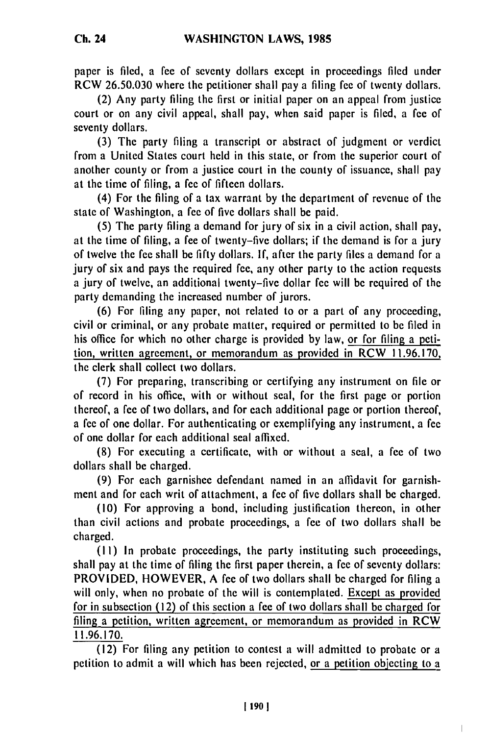paper is filed, a fee of seventy dollars except in proceedings filed under RCW 26.50.030 where the petitioner shall pay a filing fee of twenty dollars.

(2) Any party filing the first or initial paper on an appeal from justice court or on any civil appeal, shall pay, when said paper is filed, a fee of seventy dollars.

(3) The party filing a transcript or abstract of judgment or verdict from a United States court held in this state, or from the superior court of another county or from a justice court in the county of issuance, shall pay at the time of filing, a fee of fifteen dollars.

(4) For the filing of a tax warrant by the department of revenue of the state of Washington, a fee of five dollars shall be paid.

(5) The party filing a demand for jury of six in a civil action, shall pay, at the time of filing, a fee of twenty-five dollars; if the demand is for a jury of twelve the fee shall be fifty dollars. If, after the party files a demand for a jury of six and pays the required fee, any other party to the action requests a jury of twelve, an additional twenty-five dollar fee will be required of the party demanding the increased number of jurors.

(6) For filing any paper, not related to or a part of any proceeding, civil or criminal, or any probate matter, required or permitted to be filed in his office for which no other charge is provided by law, or for filing a petition, written agreement, or memorandum as provided in RCW 11.96.170, the clerk shall collect two dollars.

(7) For preparing, transcribing or certifying any instrument on file or of record in his office, with or without seal, for the first page or portion thereof, a fee of two dollars, and for each additional page or portion thereof, a fee of one dollar. For authenticating or exemplifying any instrument, a fee of one dollar for each additional seal affixed.

(8) For executing a certificate, with or without a seal, a fee of two dollars shall be charged.

(9) For each garnishee defendant named in an affidavit for garnishment and for each writ of attachment, a fee of five dollars shall be charged.

(10) For approving a bond, including justification thereon, in other than civil actions and probate proceedings, a fee of two dollars shall be charged.

(11) In probate proceedings, the party instituting such proceedings, shall pay at the time of filing the first paper therein, a fee of seventy dollars: PROVIDED, HOWEVER, A fee of two dollars shall be charged for filing a will only, when no probate of the will is contemplated. Except as provided for in subsection (12) of this section a fee of two dollars shall be charged for filing a petition, written agreement, or memorandum as provided in RCW 11.96.170.

(12) For filing any petition to contest a will admitted to probate or a petition to admit a will which has been rejected, or a petition objecting to a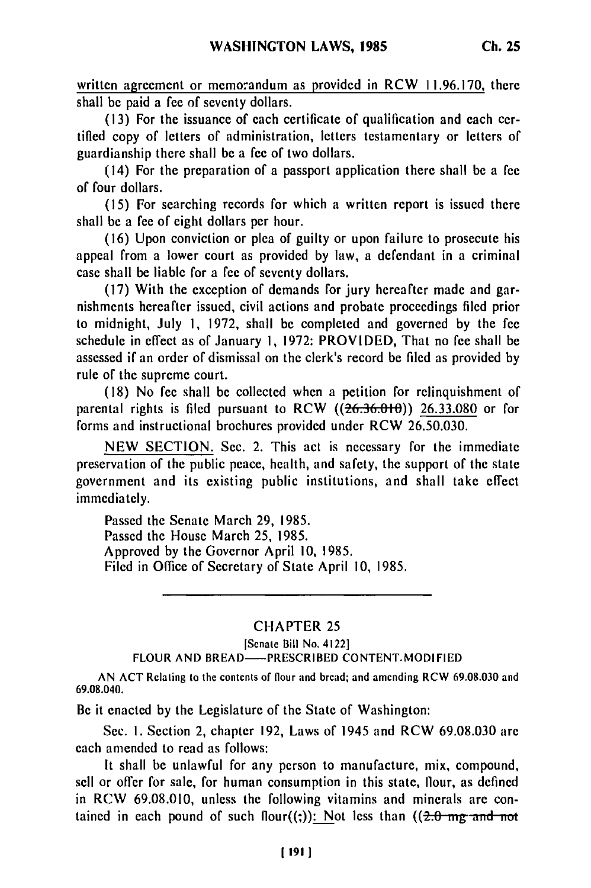written agreement or memorandum as provided in RCW 11.96.170, there shall be paid a fee of seventy dollars.

(13) For the issuance of each certificate of qualification and each certified copy of letters of administration, letters testamentary or letters of guardianship there shall be a fee of two dollars.

(14) For the preparation of a passport application there shall be a fee of four dollars.

(15) For searching records for which a written report is issued there shall be a fee of eight dollars per hour.

(16) Upon conviction or plea of guilty or upon failure to prosecute his appeal from a lower court as provided by law, a defendant in a criminal case shall be liable for a fee of seventy dollars.

(17) With the exception of demands for jury hereafter made and garnishments hereafter issued, civil actions and probate proceedings filed prior to midnight, July 1, 1972, shall be completed and governed by the fee schedule in effect as of January 1, 1972: PROVIDED, That no fee shall be assessed if an order of dismissal on the clerk's record be filed as provided by rule of the supreme court.

(18) No fee shall be collected when a petition for relinquishment of parental rights is filed pursuant to RCW ((~~26.36.010~~)) 26.33.080 or for forms and instructional brochures provided under RCW 26.50.030.

NEW SECTION. Sec. 2. This act is necessary for the immediate preservation of the public peace, health, and safety, the support of the state government and its existing public institutions, and shall take effect immediately.

Passed the Senate March 29, 1985.
Passed the House March 25, 1985.
Approved by the Governor April 10, 1985.
Filed in Office of Secretary of State April 10, 1985.

---

## CHAPTER 25

[Senate Bill No. 4122]

FLOUR AND BREAD—PRESCRIBED CONTENT MODIFIED

AN ACT Relating to the contents of flour and bread; and amending RCW 69.08.030 and 69.08.040.

Be it enacted by the Legislature of the State of Washington:

Sec. 1. Section 2, chapter 192, Laws of 1945 and RCW 69.08.030 are each amended to read as follows:

It shall be unlawful for any person to manufacture, mix, compound, sell or offer for sale, for human consumption in this state, flour, as defined in RCW 69.08.010, unless the following vitamins and minerals are contained in each pound of such flour((;)): Not less than ((~~2.0 mg and not~~